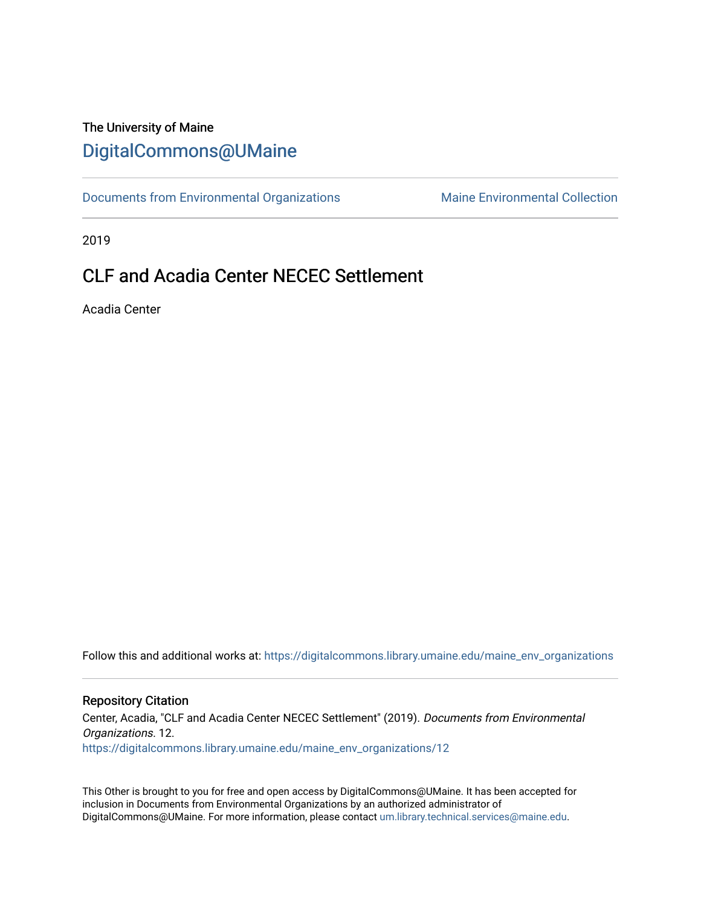The University of Maine

# DigitalCommons@UMaine

Documents from Environmental Organizations | Maine Environmental Collection

2019

## CLF and Acadia Center NECEC Settlement

Acadia Center

Follow this and additional works at: https://digitalcommons.library.umaine.edu/maine_env_organizations

### Repository Citation

Center, Acadia, "CLF and Acadia Center NECEC Settlement" (2019). *Documents from Environmental Organizations*. 12.
https://digitalcommons.library.umaine.edu/maine_env_organizations/12

This Other is brought to you for free and open access by DigitalCommons@UMaine. It has been accepted for inclusion in Documents from Environmental Organizations by an authorized administrator of DigitalCommons@UMaine. For more information, please contact um.library.technical.services@maine.edu.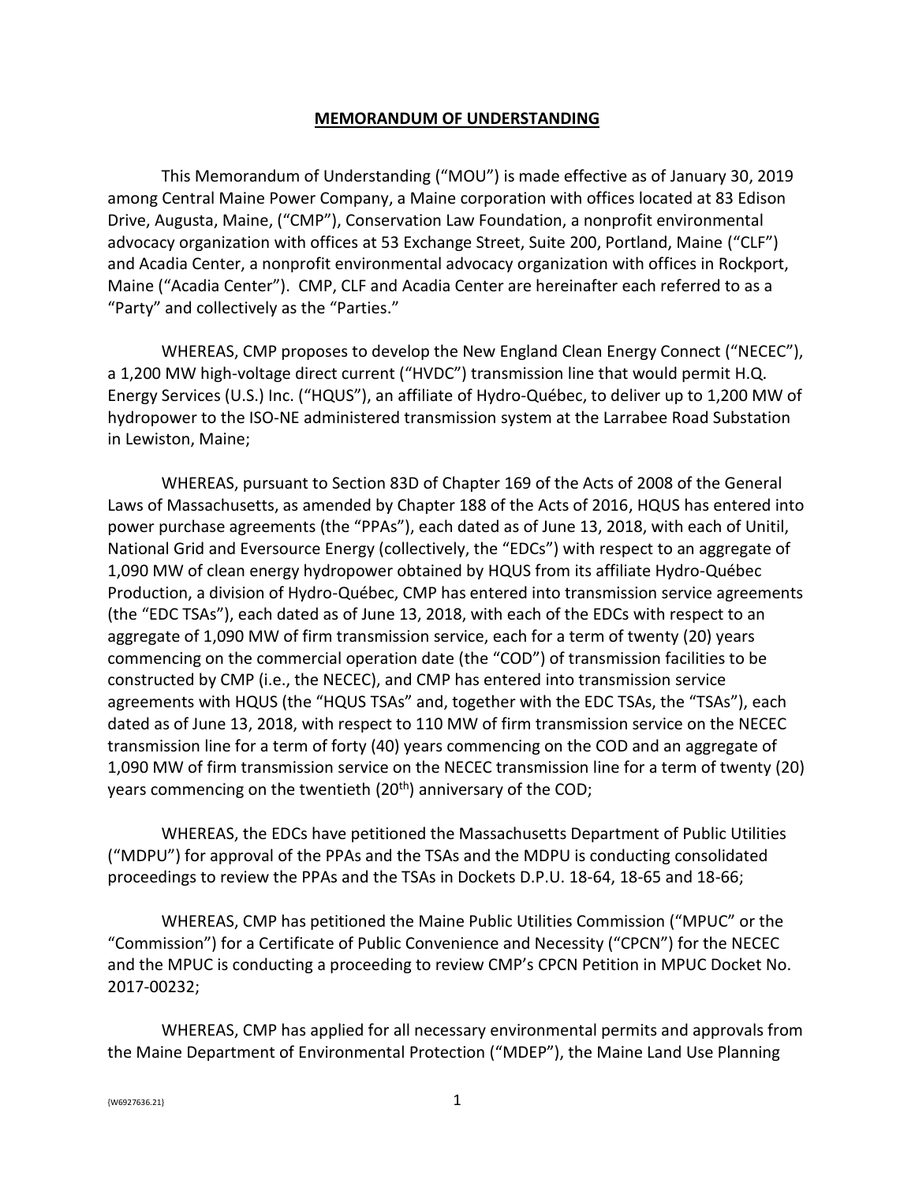# MEMORANDUM OF UNDERSTANDING

This Memorandum of Understanding ("MOU") is made effective as of January 30, 2019 among Central Maine Power Company, a Maine corporation with offices located at 83 Edison Drive, Augusta, Maine, ("CMP"), Conservation Law Foundation, a nonprofit environmental advocacy organization with offices at 53 Exchange Street, Suite 200, Portland, Maine ("CLF") and Acadia Center, a nonprofit environmental advocacy organization with offices in Rockport, Maine ("Acadia Center"). CMP, CLF and Acadia Center are hereinafter each referred to as a "Party" and collectively as the "Parties."

WHEREAS, CMP proposes to develop the New England Clean Energy Connect ("NECEC"), a 1,200 MW high-voltage direct current ("HVDC") transmission line that would permit H.Q. Energy Services (U.S.) Inc. ("HQUS"), an affiliate of Hydro-Québec, to deliver up to 1,200 MW of hydropower to the ISO-NE administered transmission system at the Larrabee Road Substation in Lewiston, Maine;

WHEREAS, pursuant to Section 83D of Chapter 169 of the Acts of 2008 of the General Laws of Massachusetts, as amended by Chapter 188 of the Acts of 2016, HQUS has entered into power purchase agreements (the "PPAs"), each dated as of June 13, 2018, with each of Unitil, National Grid and Eversource Energy (collectively, the "EDCs") with respect to an aggregate of 1,090 MW of clean energy hydropower obtained by HQUS from its affiliate Hydro-Québec Production, a division of Hydro-Québec, CMP has entered into transmission service agreements (the "EDC TSAs"), each dated as of June 13, 2018, with each of the EDCs with respect to an aggregate of 1,090 MW of firm transmission service, each for a term of twenty (20) years commencing on the commercial operation date (the "COD") of transmission facilities to be constructed by CMP (i.e., the NECEC), and CMP has entered into transmission service agreements with HQUS (the "HQUS TSAs" and, together with the EDC TSAs, the "TSAs"), each dated as of June 13, 2018, with respect to 110 MW of firm transmission service on the NECEC transmission line for a term of forty (40) years commencing on the COD and an aggregate of 1,090 MW of firm transmission service on the NECEC transmission line for a term of twenty (20) years commencing on the twentieth (20th) anniversary of the COD;

WHEREAS, the EDCs have petitioned the Massachusetts Department of Public Utilities ("MDPU") for approval of the PPAs and the TSAs and the MDPU is conducting consolidated proceedings to review the PPAs and the TSAs in Dockets D.P.U. 18-64, 18-65 and 18-66;

WHEREAS, CMP has petitioned the Maine Public Utilities Commission ("MPUC" or the "Commission") for a Certificate of Public Convenience and Necessity ("CPCN") for the NECEC and the MPUC is conducting a proceeding to review CMP's CPCN Petition in MPUC Docket No. 2017-00232;

WHEREAS, CMP has applied for all necessary environmental permits and approvals from the Maine Department of Environmental Protection ("MDEP"), the Maine Land Use Planning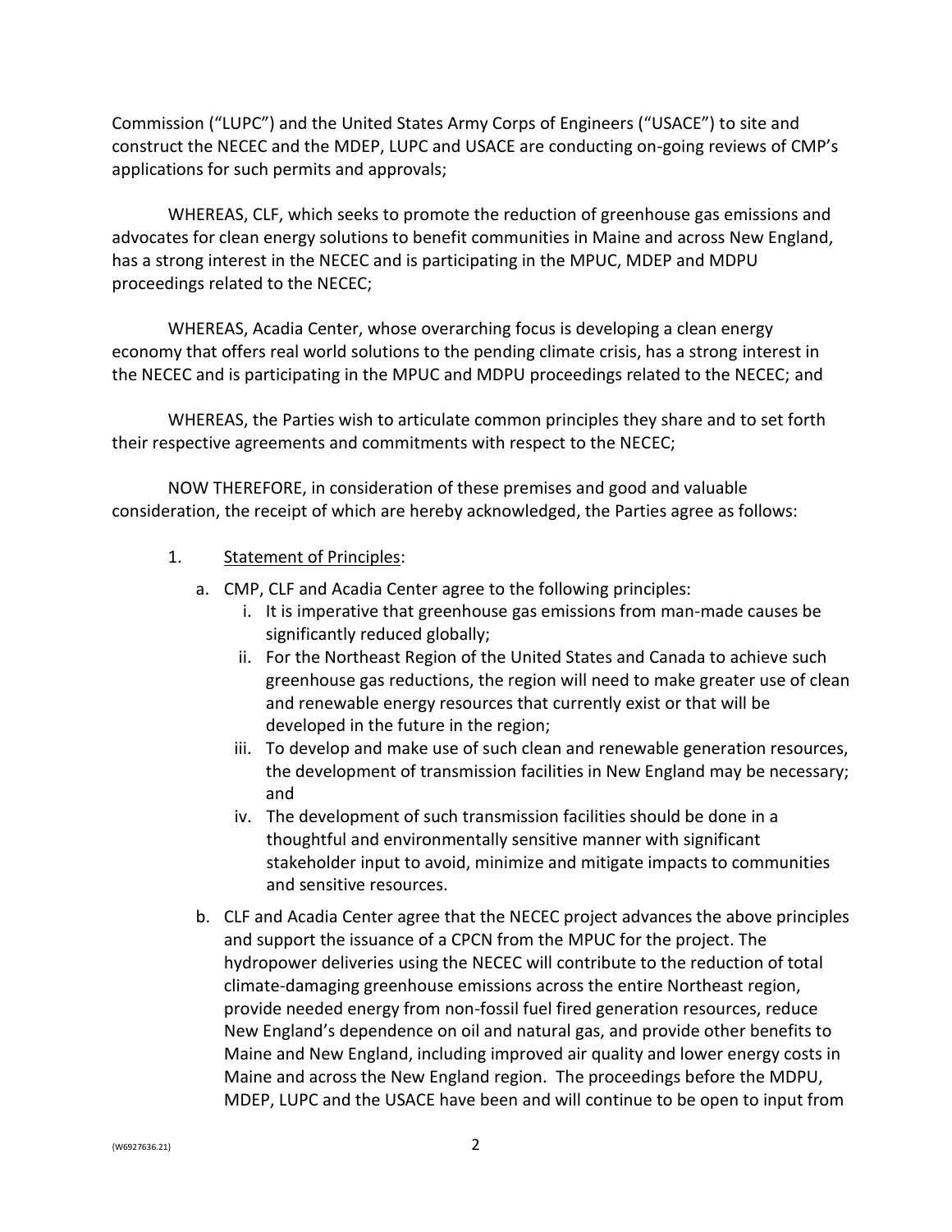Commission ("LUPC") and the United States Army Corps of Engineers ("USACE") to site and construct the NECEC and the MDEP, LUPC and USACE are conducting on-going reviews of CMP's applications for such permits and approvals;

WHEREAS, CLF, which seeks to promote the reduction of greenhouse gas emissions and advocates for clean energy solutions to benefit communities in Maine and across New England, has a strong interest in the NECEC and is participating in the MPUC, MDEP and MDPU proceedings related to the NECEC;

WHEREAS, Acadia Center, whose overarching focus is developing a clean energy economy that offers real world solutions to the pending climate crisis, has a strong interest in the NECEC and is participating in the MPUC and MDPU proceedings related to the NECEC; and

WHEREAS, the Parties wish to articulate common principles they share and to set forth their respective agreements and commitments with respect to the NECEC;

NOW THEREFORE, in consideration of these premises and good and valuable consideration, the receipt of which are hereby acknowledged, the Parties agree as follows:

1. Statement of Principles:
   a. CMP, CLF and Acadia Center agree to the following principles:
      i. It is imperative that greenhouse gas emissions from man-made causes be significantly reduced globally;
      ii. For the Northeast Region of the United States and Canada to achieve such greenhouse gas reductions, the region will need to make greater use of clean and renewable energy resources that currently exist or that will be developed in the future in the region;
      iii. To develop and make use of such clean and renewable generation resources, the development of transmission facilities in New England may be necessary; and
      iv. The development of such transmission facilities should be done in a thoughtful and environmentally sensitive manner with significant stakeholder input to avoid, minimize and mitigate impacts to communities and sensitive resources.
   b. CLF and Acadia Center agree that the NECEC project advances the above principles and support the issuance of a CPCN from the MPUC for the project. The hydropower deliveries using the NECEC will contribute to the reduction of total climate-damaging greenhouse emissions across the entire Northeast region, provide needed energy from non-fossil fuel fired generation resources, reduce New England's dependence on oil and natural gas, and provide other benefits to Maine and New England, including improved air quality and lower energy costs in Maine and across the New England region. The proceedings before the MDPU, MDEP, LUPC and the USACE have been and will continue to be open to input from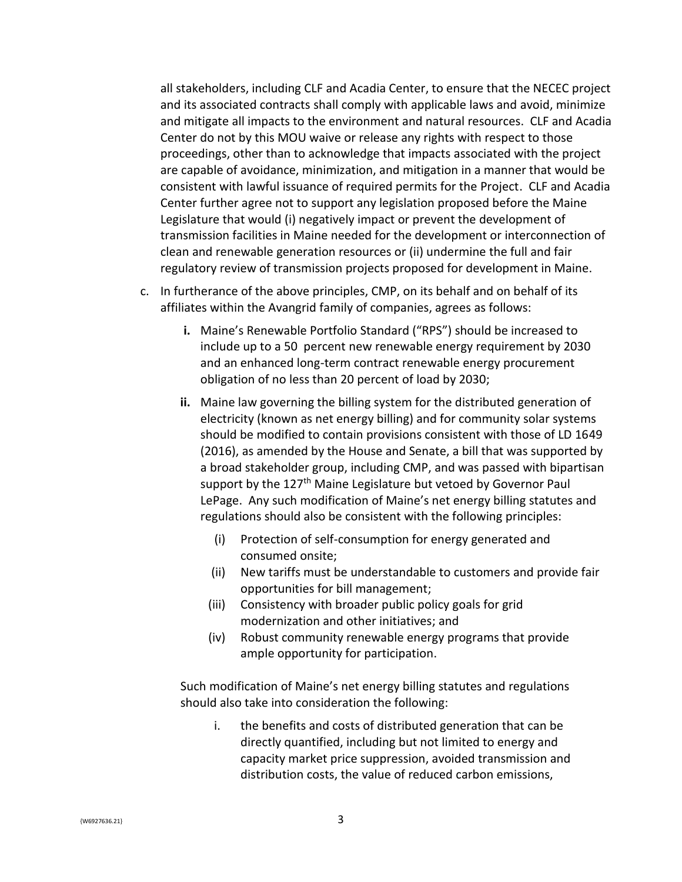all stakeholders, including CLF and Acadia Center, to ensure that the NECEC project and its associated contracts shall comply with applicable laws and avoid, minimize and mitigate all impacts to the environment and natural resources. CLF and Acadia Center do not by this MOU waive or release any rights with respect to those proceedings, other than to acknowledge that impacts associated with the project are capable of avoidance, minimization, and mitigation in a manner that would be consistent with lawful issuance of required permits for the Project. CLF and Acadia Center further agree not to support any legislation proposed before the Maine Legislature that would (i) negatively impact or prevent the development of transmission facilities in Maine needed for the development or interconnection of clean and renewable generation resources or (ii) undermine the full and fair regulatory review of transmission projects proposed for development in Maine.

c. In furtherance of the above principles, CMP, on its behalf and on behalf of its affiliates within the Avangrid family of companies, agrees as follows:

   **i.** Maine's Renewable Portfolio Standard ("RPS") should be increased to include up to a 50 percent new renewable energy requirement by 2030 and an enhanced long-term contract renewable energy procurement obligation of no less than 20 percent of load by 2030;

   **ii.** Maine law governing the billing system for the distributed generation of electricity (known as net energy billing) and for community solar systems should be modified to contain provisions consistent with those of LD 1649 (2016), as amended by the House and Senate, a bill that was supported by a broad stakeholder group, including CMP, and was passed with bipartisan support by the 127th Maine Legislature but vetoed by Governor Paul LePage. Any such modification of Maine's net energy billing statutes and regulations should also be consistent with the following principles:

      (i) Protection of self-consumption for energy generated and consumed onsite;
      (ii) New tariffs must be understandable to customers and provide fair opportunities for bill management;
      (iii) Consistency with broader public policy goals for grid modernization and other initiatives; and
      (iv) Robust community renewable energy programs that provide ample opportunity for participation.

   Such modification of Maine's net energy billing statutes and regulations should also take into consideration the following:

      i. the benefits and costs of distributed generation that can be directly quantified, including but not limited to energy and capacity market price suppression, avoided transmission and distribution costs, the value of reduced carbon emissions,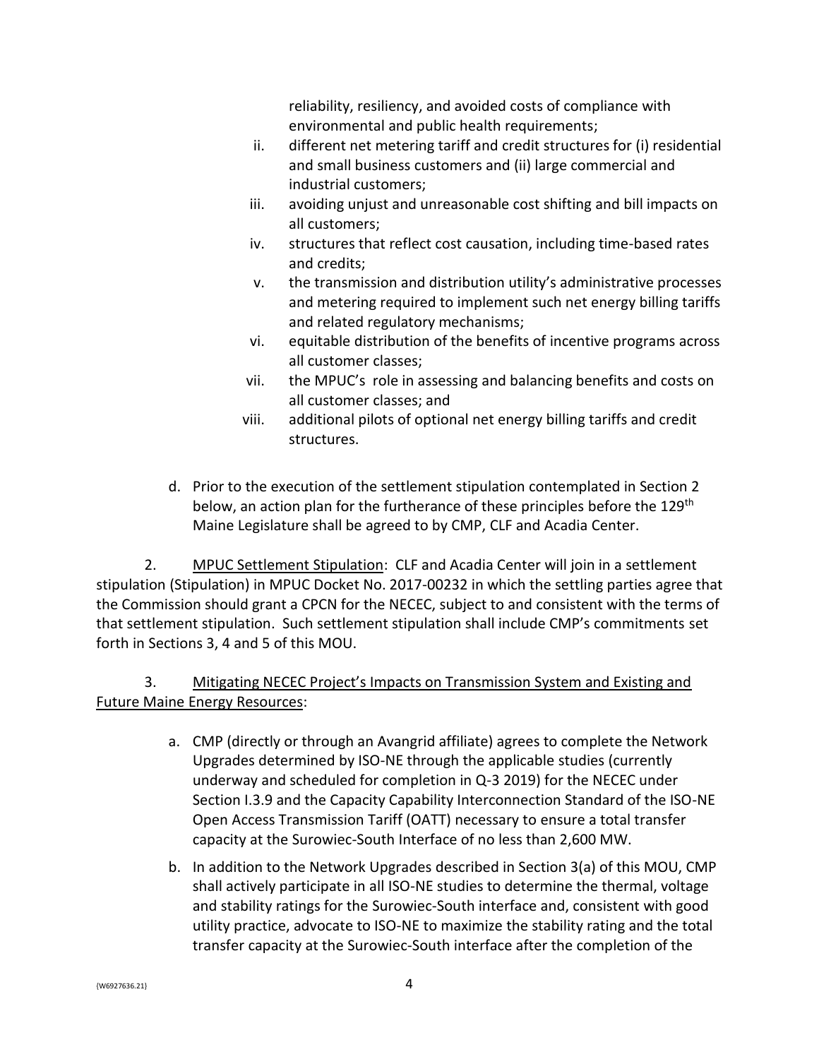reliability, resiliency, and avoided costs of compliance with environmental and public health requirements;

ii. different net metering tariff and credit structures for (i) residential and small business customers and (ii) large commercial and industrial customers;

iii. avoiding unjust and unreasonable cost shifting and bill impacts on all customers;

iv. structures that reflect cost causation, including time-based rates and credits;

v. the transmission and distribution utility's administrative processes and metering required to implement such net energy billing tariffs and related regulatory mechanisms;

vi. equitable distribution of the benefits of incentive programs across all customer classes;

vii. the MPUC's role in assessing and balancing benefits and costs on all customer classes; and

viii. additional pilots of optional net energy billing tariffs and credit structures.

d. Prior to the execution of the settlement stipulation contemplated in Section 2 below, an action plan for the furtherance of these principles before the 129th Maine Legislature shall be agreed to by CMP, CLF and Acadia Center.

2. MPUC Settlement Stipulation: CLF and Acadia Center will join in a settlement stipulation (Stipulation) in MPUC Docket No. 2017-00232 in which the settling parties agree that the Commission should grant a CPCN for the NECEC, subject to and consistent with the terms of that settlement stipulation. Such settlement stipulation shall include CMP's commitments set forth in Sections 3, 4 and 5 of this MOU.

3. Mitigating NECEC Project's Impacts on Transmission System and Existing and Future Maine Energy Resources:

a. CMP (directly or through an Avangrid affiliate) agrees to complete the Network Upgrades determined by ISO-NE through the applicable studies (currently underway and scheduled for completion in Q-3 2019) for the NECEC under Section I.3.9 and the Capacity Capability Interconnection Standard of the ISO-NE Open Access Transmission Tariff (OATT) necessary to ensure a total transfer capacity at the Surowiec-South Interface of no less than 2,600 MW.

b. In addition to the Network Upgrades described in Section 3(a) of this MOU, CMP shall actively participate in all ISO-NE studies to determine the thermal, voltage and stability ratings for the Surowiec-South interface and, consistent with good utility practice, advocate to ISO-NE to maximize the stability rating and the total transfer capacity at the Surowiec-South interface after the completion of the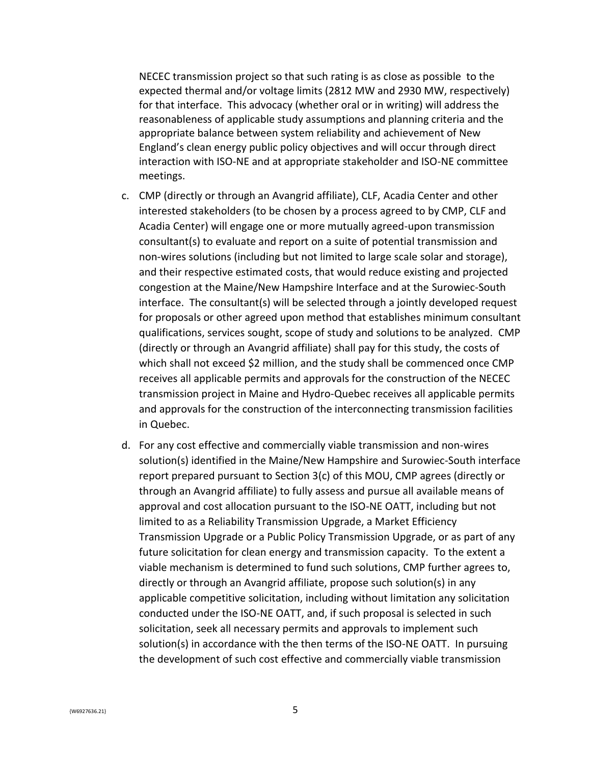NECEC transmission project so that such rating is as close as possible to the expected thermal and/or voltage limits (2812 MW and 2930 MW, respectively) for that interface. This advocacy (whether oral or in writing) will address the reasonableness of applicable study assumptions and planning criteria and the appropriate balance between system reliability and achievement of New England's clean energy public policy objectives and will occur through direct interaction with ISO-NE and at appropriate stakeholder and ISO-NE committee meetings.

c. CMP (directly or through an Avangrid affiliate), CLF, Acadia Center and other interested stakeholders (to be chosen by a process agreed to by CMP, CLF and Acadia Center) will engage one or more mutually agreed-upon transmission consultant(s) to evaluate and report on a suite of potential transmission and non-wires solutions (including but not limited to large scale solar and storage), and their respective estimated costs, that would reduce existing and projected congestion at the Maine/New Hampshire Interface and at the Surowiec-South interface. The consultant(s) will be selected through a jointly developed request for proposals or other agreed upon method that establishes minimum consultant qualifications, services sought, scope of study and solutions to be analyzed. CMP (directly or through an Avangrid affiliate) shall pay for this study, the costs of which shall not exceed $2 million, and the study shall be commenced once CMP receives all applicable permits and approvals for the construction of the NECEC transmission project in Maine and Hydro-Quebec receives all applicable permits and approvals for the construction of the interconnecting transmission facilities in Quebec.

d. For any cost effective and commercially viable transmission and non-wires solution(s) identified in the Maine/New Hampshire and Surowiec-South interface report prepared pursuant to Section 3(c) of this MOU, CMP agrees (directly or through an Avangrid affiliate) to fully assess and pursue all available means of approval and cost allocation pursuant to the ISO-NE OATT, including but not limited to as a Reliability Transmission Upgrade, a Market Efficiency Transmission Upgrade or a Public Policy Transmission Upgrade, or as part of any future solicitation for clean energy and transmission capacity. To the extent a viable mechanism is determined to fund such solutions, CMP further agrees to, directly or through an Avangrid affiliate, propose such solution(s) in any applicable competitive solicitation, including without limitation any solicitation conducted under the ISO-NE OATT, and, if such proposal is selected in such solicitation, seek all necessary permits and approvals to implement such solution(s) in accordance with the then terms of the ISO-NE OATT. In pursuing the development of such cost effective and commercially viable transmission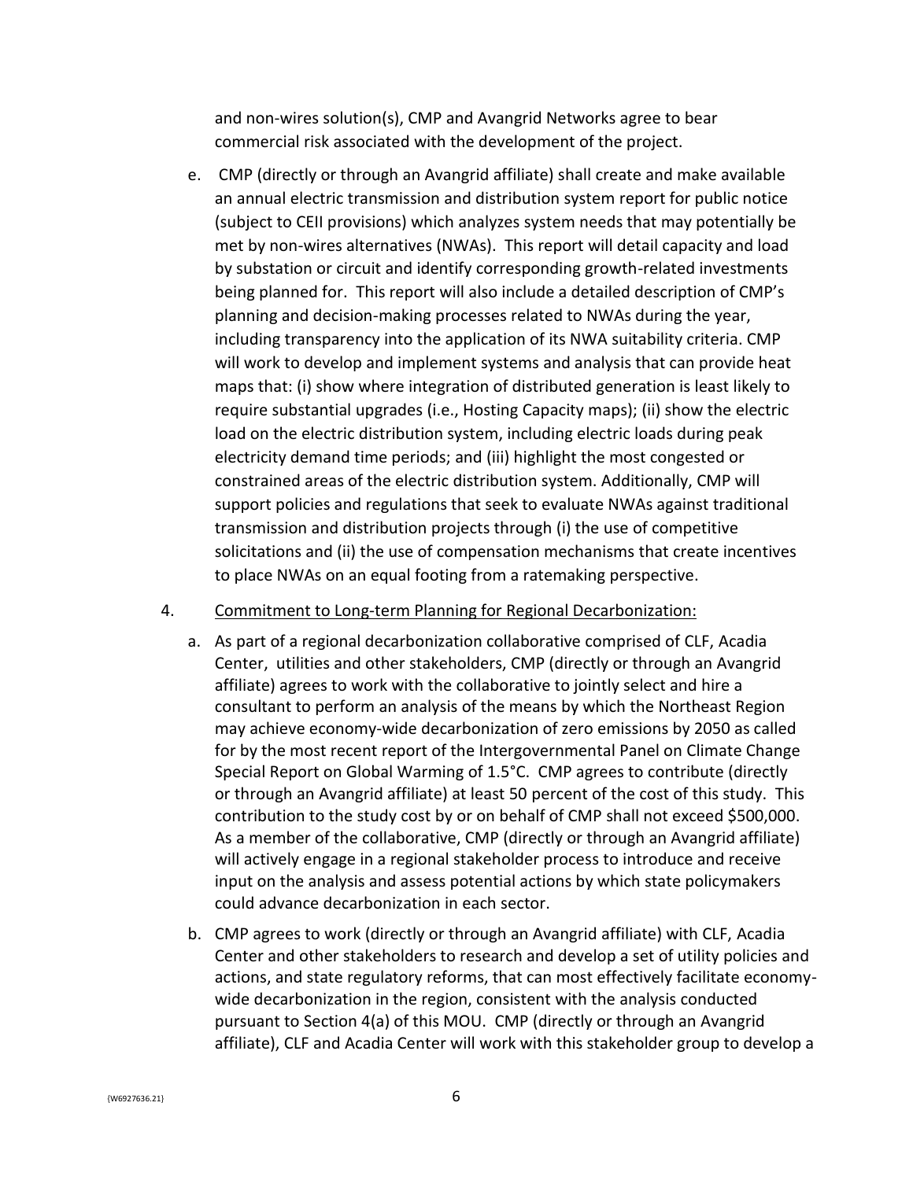and non-wires solution(s), CMP and Avangrid Networks agree to bear commercial risk associated with the development of the project.

e. CMP (directly or through an Avangrid affiliate) shall create and make available an annual electric transmission and distribution system report for public notice (subject to CEII provisions) which analyzes system needs that may potentially be met by non-wires alternatives (NWAs). This report will detail capacity and load by substation or circuit and identify corresponding growth-related investments being planned for. This report will also include a detailed description of CMP's planning and decision-making processes related to NWAs during the year, including transparency into the application of its NWA suitability criteria. CMP will work to develop and implement systems and analysis that can provide heat maps that: (i) show where integration of distributed generation is least likely to require substantial upgrades (i.e., Hosting Capacity maps); (ii) show the electric load on the electric distribution system, including electric loads during peak electricity demand time periods; and (iii) highlight the most congested or constrained areas of the electric distribution system. Additionally, CMP will support policies and regulations that seek to evaluate NWAs against traditional transmission and distribution projects through (i) the use of competitive solicitations and (ii) the use of compensation mechanisms that create incentives to place NWAs on an equal footing from a ratemaking perspective.

4. <u>Commitment to Long-term Planning for Regional Decarbonization:</u>

a. As part of a regional decarbonization collaborative comprised of CLF, Acadia Center, utilities and other stakeholders, CMP (directly or through an Avangrid affiliate) agrees to work with the collaborative to jointly select and hire a consultant to perform an analysis of the means by which the Northeast Region may achieve economy-wide decarbonization of zero emissions by 2050 as called for by the most recent report of the Intergovernmental Panel on Climate Change Special Report on Global Warming of 1.5°C. CMP agrees to contribute (directly or through an Avangrid affiliate) at least 50 percent of the cost of this study. This contribution to the study cost by or on behalf of CMP shall not exceed $500,000. As a member of the collaborative, CMP (directly or through an Avangrid affiliate) will actively engage in a regional stakeholder process to introduce and receive input on the analysis and assess potential actions by which state policymakers could advance decarbonization in each sector.

b. CMP agrees to work (directly or through an Avangrid affiliate) with CLF, Acadia Center and other stakeholders to research and develop a set of utility policies and actions, and state regulatory reforms, that can most effectively facilitate economy-wide decarbonization in the region, consistent with the analysis conducted pursuant to Section 4(a) of this MOU. CMP (directly or through an Avangrid affiliate), CLF and Acadia Center will work with this stakeholder group to develop a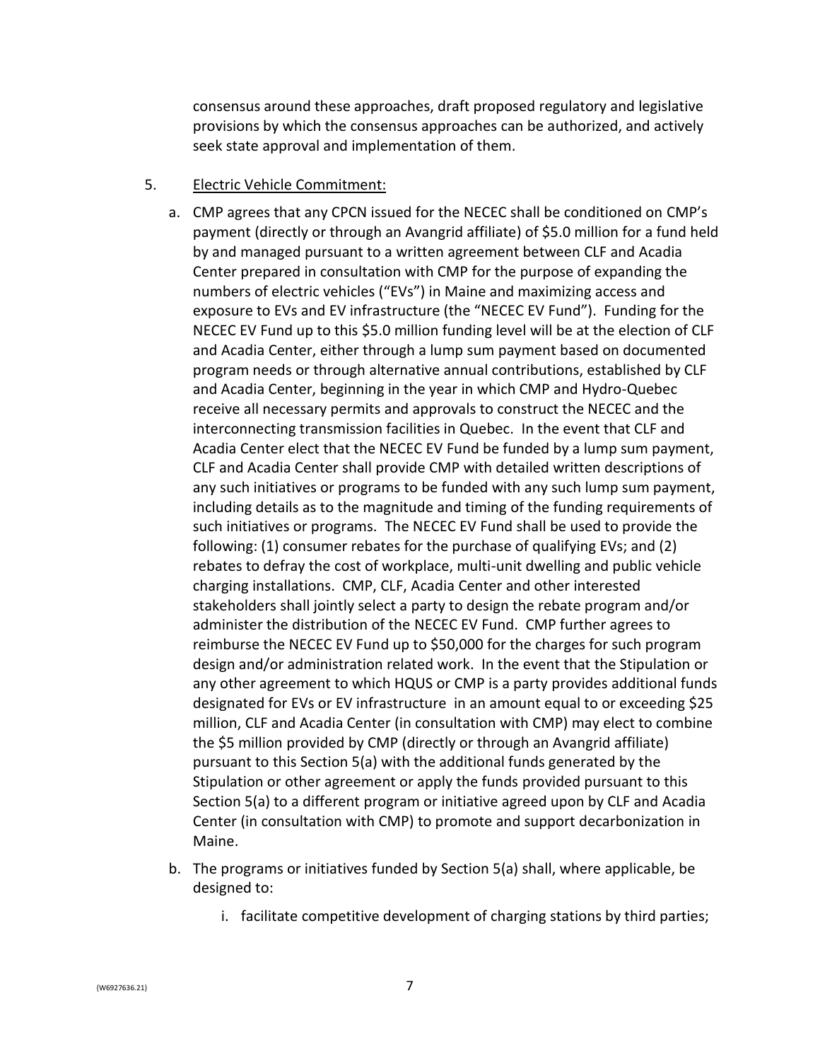consensus around these approaches, draft proposed regulatory and legislative provisions by which the consensus approaches can be authorized, and actively seek state approval and implementation of them.

5. <u>Electric Vehicle Commitment:</u>

   a. CMP agrees that any CPCN issued for the NECEC shall be conditioned on CMP's payment (directly or through an Avangrid affiliate) of $5.0 million for a fund held by and managed pursuant to a written agreement between CLF and Acadia Center prepared in consultation with CMP for the purpose of expanding the numbers of electric vehicles ("EVs") in Maine and maximizing access and exposure to EVs and EV infrastructure (the "NECEC EV Fund"). Funding for the NECEC EV Fund up to this $5.0 million funding level will be at the election of CLF and Acadia Center, either through a lump sum payment based on documented program needs or through alternative annual contributions, established by CLF and Acadia Center, beginning in the year in which CMP and Hydro-Quebec receive all necessary permits and approvals to construct the NECEC and the interconnecting transmission facilities in Quebec. In the event that CLF and Acadia Center elect that the NECEC EV Fund be funded by a lump sum payment, CLF and Acadia Center shall provide CMP with detailed written descriptions of any such initiatives or programs to be funded with any such lump sum payment, including details as to the magnitude and timing of the funding requirements of such initiatives or programs. The NECEC EV Fund shall be used to provide the following: (1) consumer rebates for the purchase of qualifying EVs; and (2) rebates to defray the cost of workplace, multi-unit dwelling and public vehicle charging installations. CMP, CLF, Acadia Center and other interested stakeholders shall jointly select a party to design the rebate program and/or administer the distribution of the NECEC EV Fund. CMP further agrees to reimburse the NECEC EV Fund up to $50,000 for the charges for such program design and/or administration related work. In the event that the Stipulation or any other agreement to which HQUS or CMP is a party provides additional funds designated for EVs or EV infrastructure in an amount equal to or exceeding $25 million, CLF and Acadia Center (in consultation with CMP) may elect to combine the $5 million provided by CMP (directly or through an Avangrid affiliate) pursuant to this Section 5(a) with the additional funds generated by the Stipulation or other agreement or apply the funds provided pursuant to this Section 5(a) to a different program or initiative agreed upon by CLF and Acadia Center (in consultation with CMP) to promote and support decarbonization in Maine.

   b. The programs or initiatives funded by Section 5(a) shall, where applicable, be designed to:

      i. facilitate competitive development of charging stations by third parties;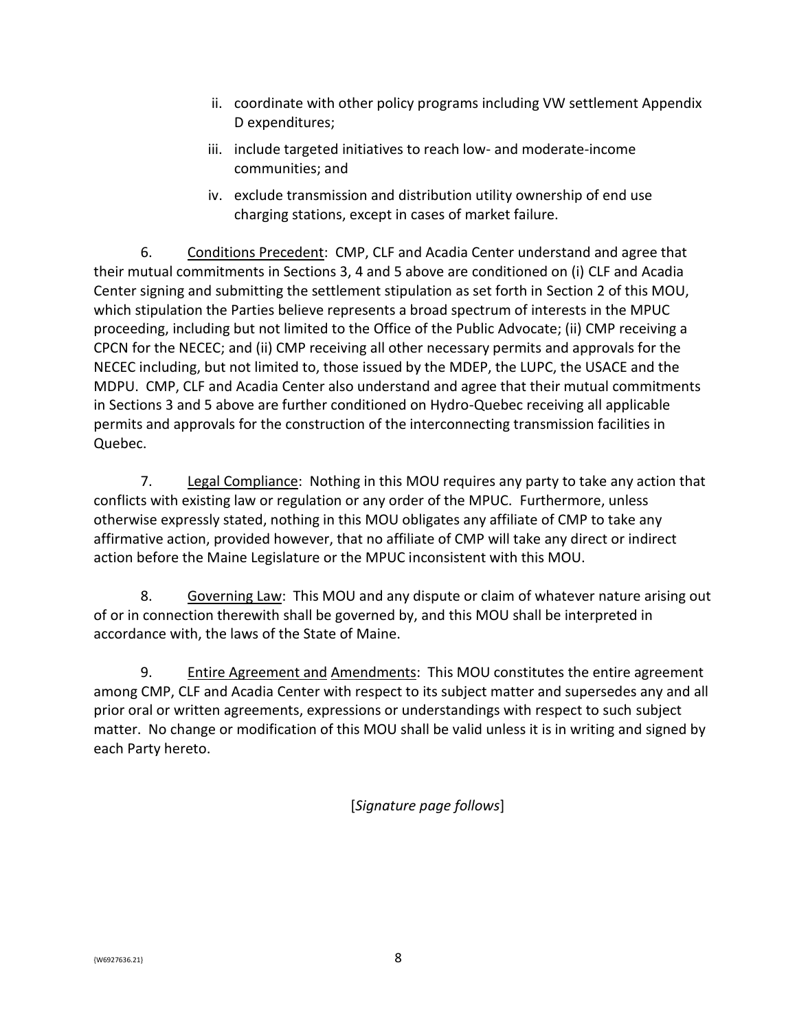ii. coordinate with other policy programs including VW settlement Appendix D expenditures;

iii. include targeted initiatives to reach low- and moderate-income communities; and

iv. exclude transmission and distribution utility ownership of end use charging stations, except in cases of market failure.

6. Conditions Precedent: CMP, CLF and Acadia Center understand and agree that their mutual commitments in Sections 3, 4 and 5 above are conditioned on (i) CLF and Acadia Center signing and submitting the settlement stipulation as set forth in Section 2 of this MOU, which stipulation the Parties believe represents a broad spectrum of interests in the MPUC proceeding, including but not limited to the Office of the Public Advocate; (ii) CMP receiving a CPCN for the NECEC; and (ii) CMP receiving all other necessary permits and approvals for the NECEC including, but not limited to, those issued by the MDEP, the LUPC, the USACE and the MDPU. CMP, CLF and Acadia Center also understand and agree that their mutual commitments in Sections 3 and 5 above are further conditioned on Hydro-Quebec receiving all applicable permits and approvals for the construction of the interconnecting transmission facilities in Quebec.

7. Legal Compliance: Nothing in this MOU requires any party to take any action that conflicts with existing law or regulation or any order of the MPUC. Furthermore, unless otherwise expressly stated, nothing in this MOU obligates any affiliate of CMP to take any affirmative action, provided however, that no affiliate of CMP will take any direct or indirect action before the Maine Legislature or the MPUC inconsistent with this MOU.

8. Governing Law: This MOU and any dispute or claim of whatever nature arising out of or in connection therewith shall be governed by, and this MOU shall be interpreted in accordance with, the laws of the State of Maine.

9. Entire Agreement and Amendments: This MOU constitutes the entire agreement among CMP, CLF and Acadia Center with respect to its subject matter and supersedes any and all prior oral or written agreements, expressions or understandings with respect to such subject matter. No change or modification of this MOU shall be valid unless it is in writing and signed by each Party hereto.

[*Signature page follows*]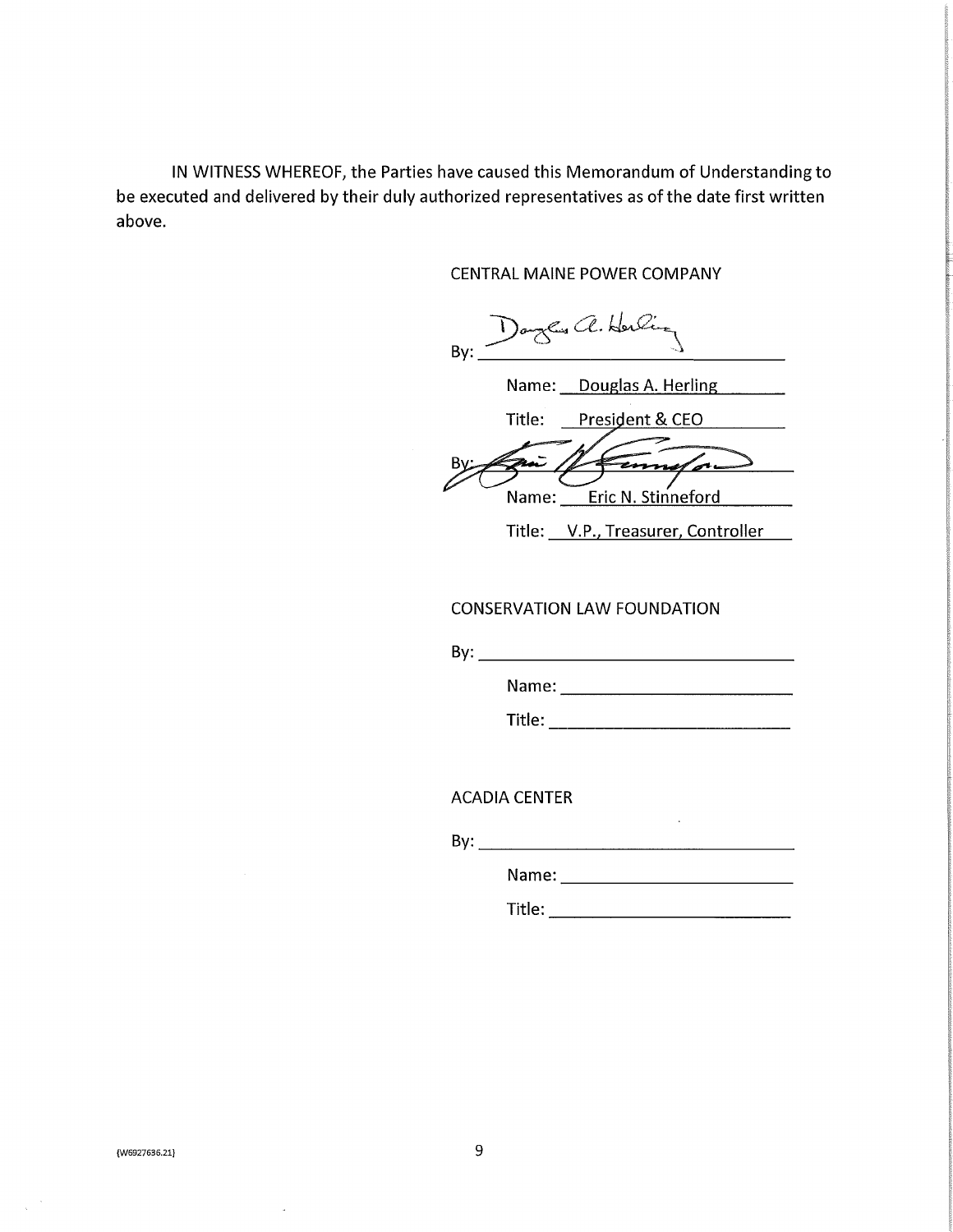IN WITNESS WHEREOF, the Parties have caused this Memorandum of Understanding to be executed and delivered by their duly authorized representatives as of the date first written above.

CENTRAL MAINE POWER COMPANY

By: ______________________________

Name: Douglas A. Herling

Title: President & CEO

By: ______________________________

Name: Eric N. Stinneford

Title: V.P., Treasurer, Controller

CONSERVATION LAW FOUNDATION

By: ______________________________

Name: ____________________________

Title: ____________________________

ACADIA CENTER

By: ______________________________

Name: ____________________________

Title: ____________________________

{W6927636.21}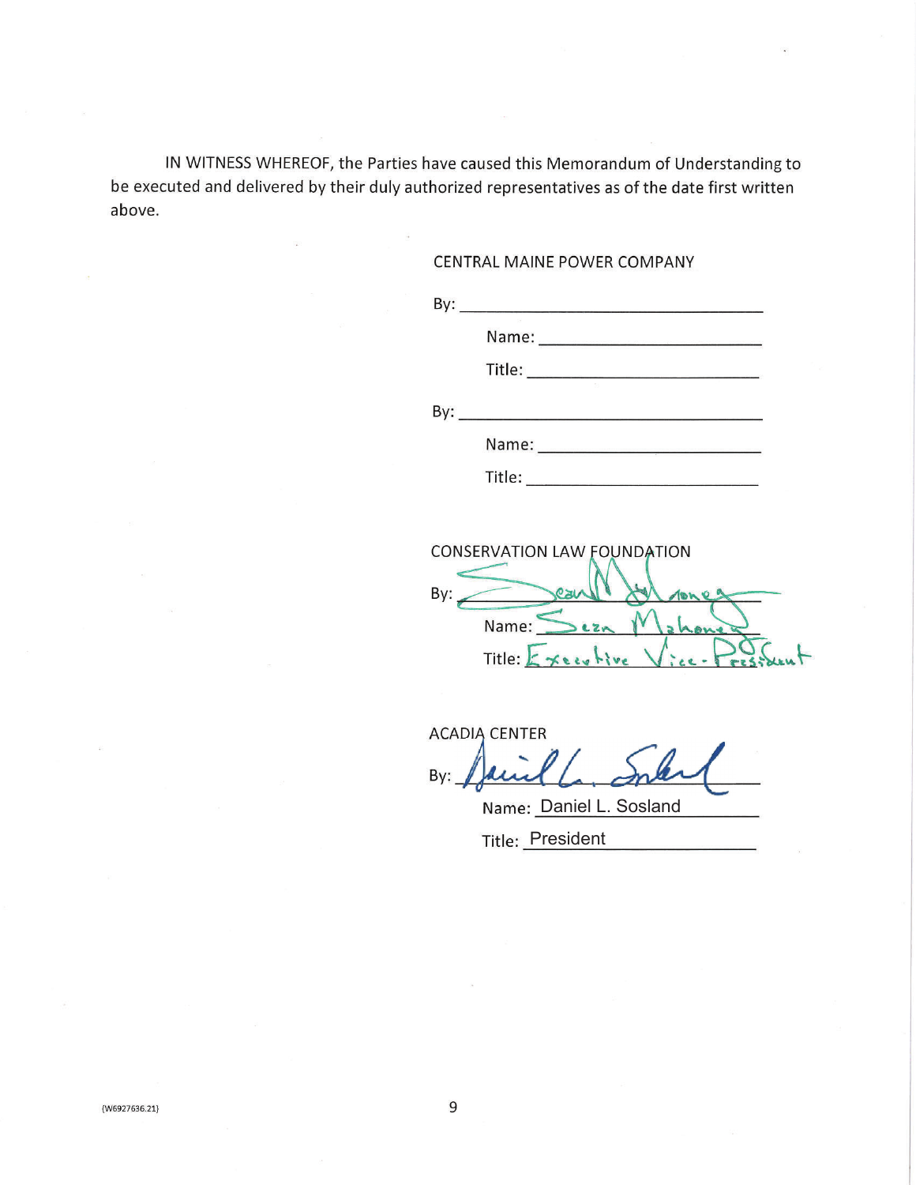IN WITNESS WHEREOF, the Parties have caused this Memorandum of Understanding to be executed and delivered by their duly authorized representatives as of the date first written above.

CENTRAL MAINE POWER COMPANY

By: ______________________________

Name: ______________________________

Title: ______________________________

By: ______________________________

Name: ______________________________

Title: ______________________________

CONSERVATION LAW FOUNDATION

By: Sean Mahoney

Name: Sean Mahoney

Title: Executive Vice-President

ACADIA CENTER

By: Daniel L. Sosland

Name: Daniel L. Sosland

Title: President

{W6927636.21}